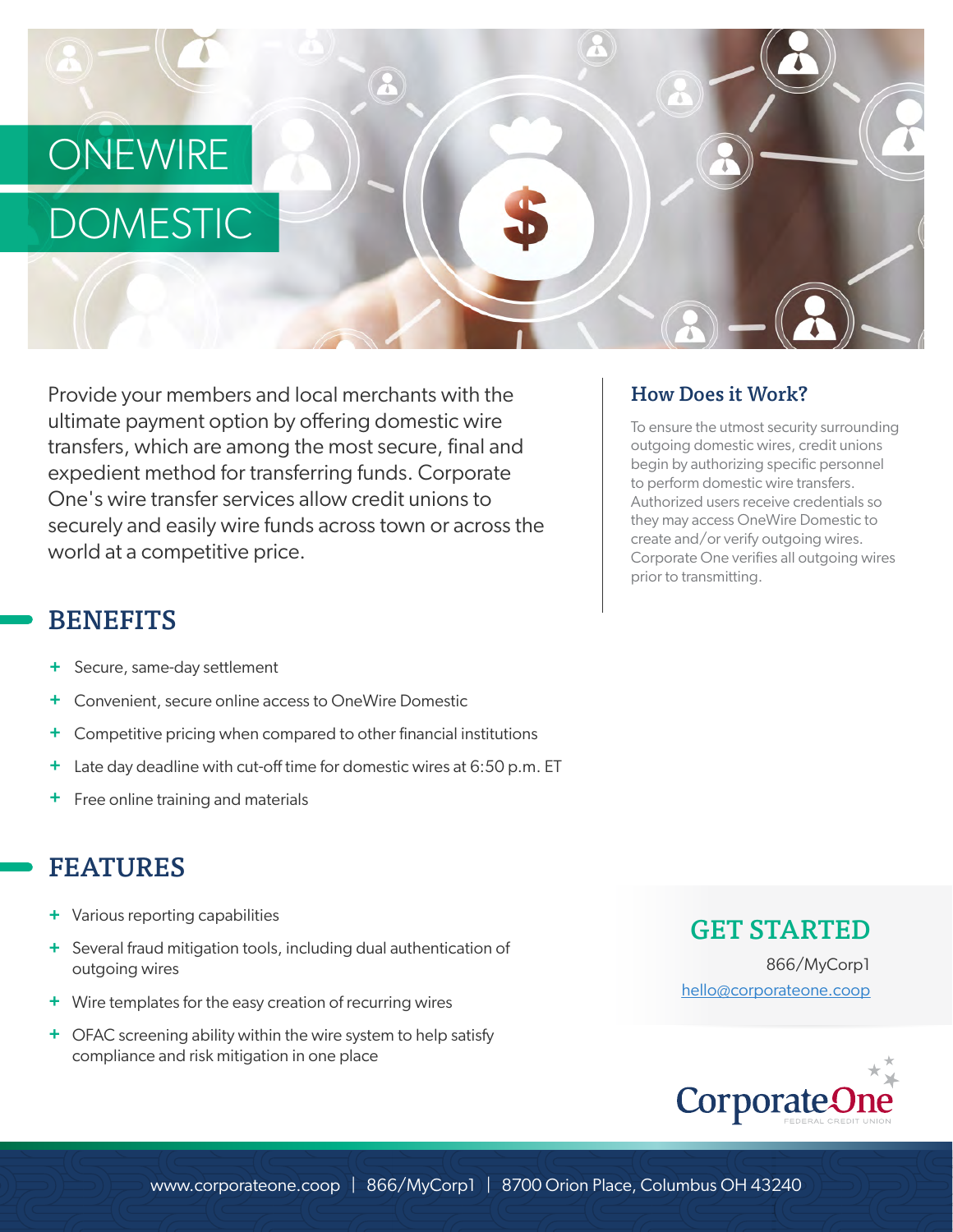# ONEWIRE DOMESTIC

Provide your members and local merchants with the ultimate payment option by offering domestic wire transfers, which are among the most secure, final and expedient method for transferring funds. Corporate One's wire transfer services allow credit unions to securely and easily wire funds across town or across the world at a competitive price.

## BENEFITS

- Secure, same-day settlement
- Convenient, secure online access to OneWire Domestic
- Competitive pricing when compared to other financial institutions
- Late day deadline with cut-off time for domestic wires at 6:50 p.m. ET
- Free online training and materials

## FEATURES

- Various reporting capabilities
- Several fraud mitigation tools, including dual authentication of outgoing wires
- Wire templates for the easy creation of recurring wires
- OFAC screening ability within the wire system to help satisfy compliance and risk mitigation in one place

## How Does it Work?

To ensure the utmost security surrounding outgoing domestic wires, credit unions begin by authorizing specific personnel to perform domestic wire transfers. Authorized users receive credentials so they may access OneWire Domestic to create and/or verify outgoing wires. Corporate One verifies all outgoing wires prior to transmitting.

## GET STARTED

866/MyCorp1

hello@corporateone.coop

Corporate One FEDERAL CREDIT UNION

www.corporateone.coop | 866/MyCorp1 | 8700 Orion Place, Columbus OH 43240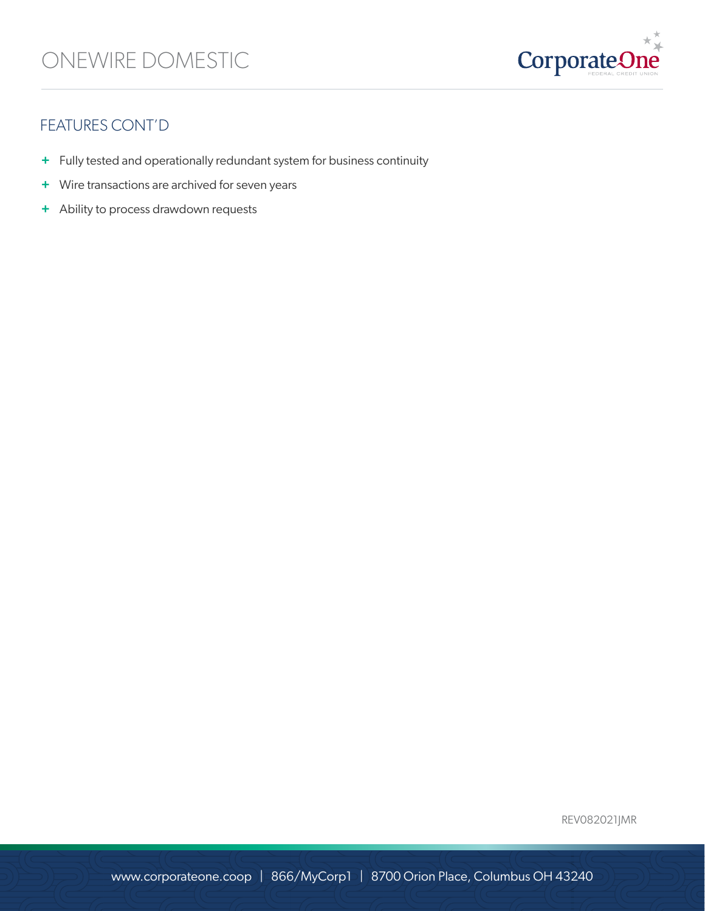## FEATURES CONT'D

- Fully tested and operationally redundant system for business continuity
- Wire transactions are archived for seven years
- Ability to process drawdown requests

REV082021JMR